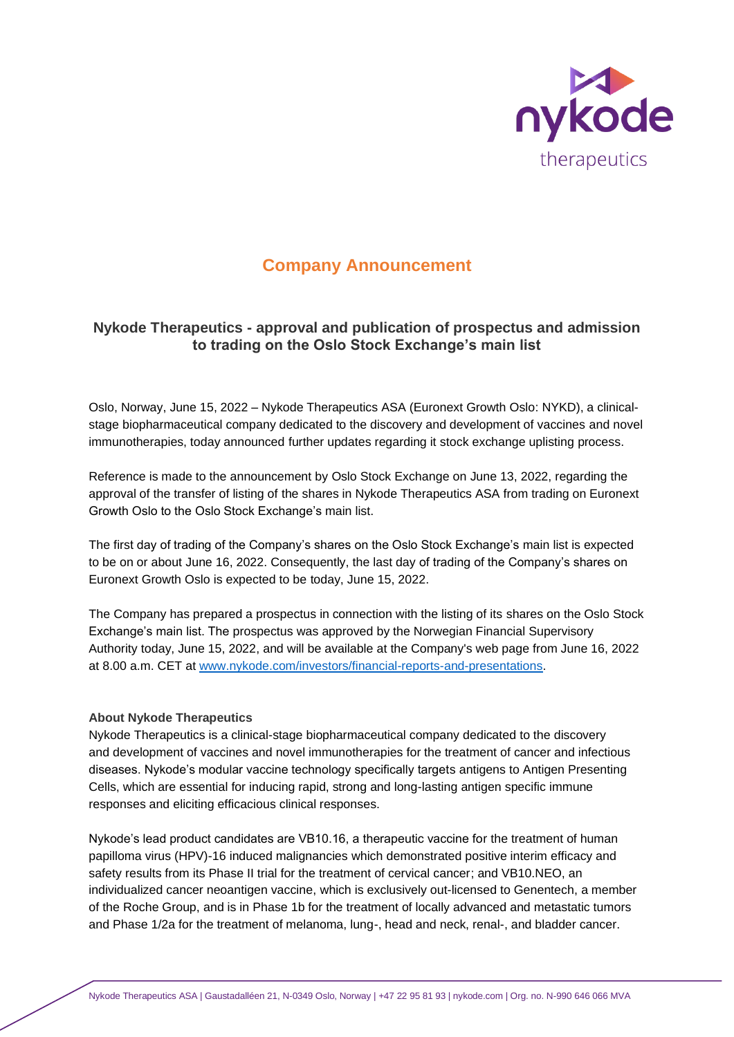## Company Announcement

### Nykode Therapeutics - approval and publication of prospectus and admission to trading on the Oslo Stock Exchange's main list

Oslo, Norway, June 15, 2022 – Nykode Therapeutics ASA (Euronext Growth Oslo: NYKD), a clinical-stage biopharmaceutical company dedicated to the discovery and development of vaccines and novel immunotherapies, today announced further updates regarding it stock exchange uplisting process.

Reference is made to the announcement by Oslo Stock Exchange on June 13, 2022, regarding the approval of the transfer of listing of the shares in Nykode Therapeutics ASA from trading on Euronext Growth Oslo to the Oslo Stock Exchange's main list.

The first day of trading of the Company's shares on the Oslo Stock Exchange's main list is expected to be on or about June 16, 2022. Consequently, the last day of trading of the Company's shares on Euronext Growth Oslo is expected to be today, June 15, 2022.

The Company has prepared a prospectus in connection with the listing of its shares on the Oslo Stock Exchange's main list. The prospectus was approved by the Norwegian Financial Supervisory Authority today, June 15, 2022, and will be available at the Company's web page from June 16, 2022 at 8.00 a.m. CET at [www.nykode.com/investors/financial-reports-and-presentations](www.nykode.com/investors/financial-reports-and-presentations).

**About Nykode Therapeutics**
Nykode Therapeutics is a clinical-stage biopharmaceutical company dedicated to the discovery and development of vaccines and novel immunotherapies for the treatment of cancer and infectious diseases. Nykode's modular vaccine technology specifically targets antigens to Antigen Presenting Cells, which are essential for inducing rapid, strong and long-lasting antigen specific immune responses and eliciting efficacious clinical responses.

Nykode's lead product candidates are VB10.16, a therapeutic vaccine for the treatment of human papilloma virus (HPV)-16 induced malignancies which demonstrated positive interim efficacy and safety results from its Phase II trial for the treatment of cervical cancer; and VB10.NEO, an individualized cancer neoantigen vaccine, which is exclusively out-licensed to Genentech, a member of the Roche Group, and is in Phase 1b for the treatment of locally advanced and metastatic tumors and Phase 1/2a for the treatment of melanoma, lung-, head and neck, renal-, and bladder cancer.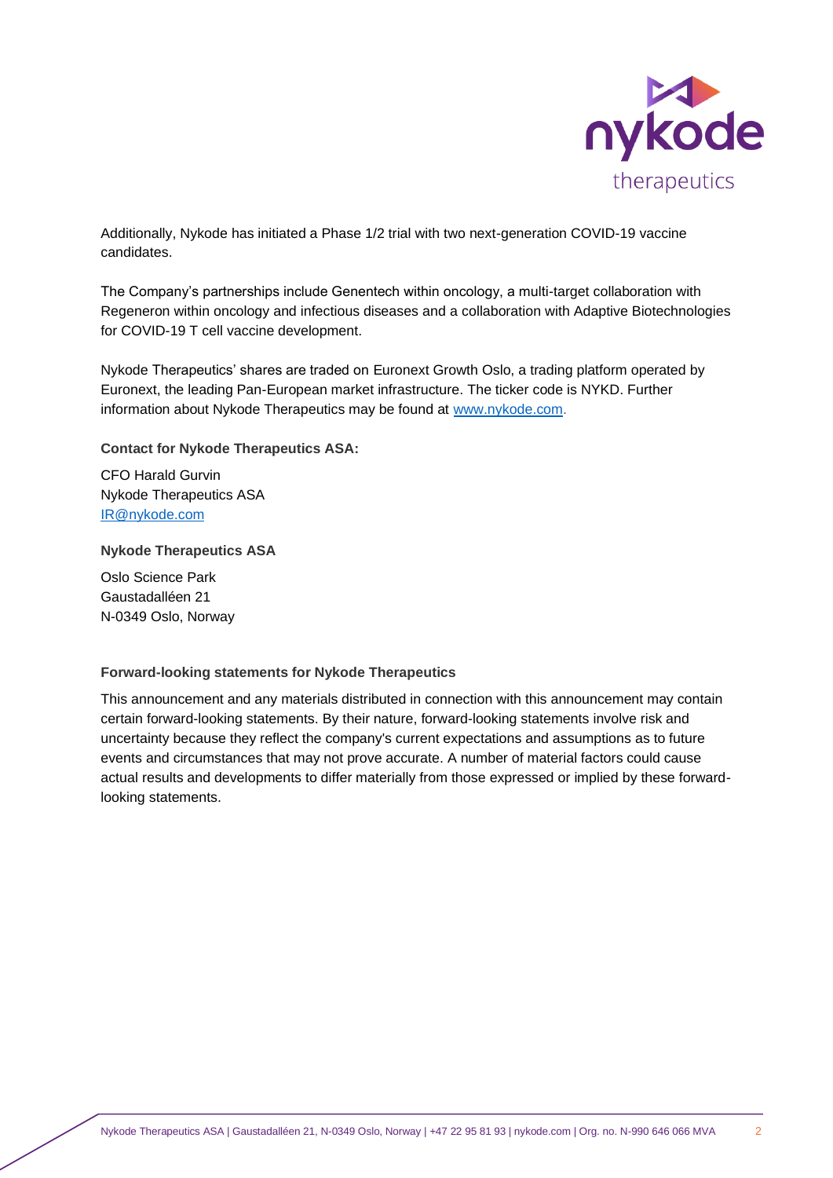Additionally, Nykode has initiated a Phase 1/2 trial with two next-generation COVID-19 vaccine candidates.

The Company's partnerships include Genentech within oncology, a multi-target collaboration with Regeneron within oncology and infectious diseases and a collaboration with Adaptive Biotechnologies for COVID-19 T cell vaccine development.

Nykode Therapeutics' shares are traded on Euronext Growth Oslo, a trading platform operated by Euronext, the leading Pan-European market infrastructure. The ticker code is NYKD. Further information about Nykode Therapeutics may be found at www.nykode.com.

**Contact for Nykode Therapeutics ASA:**

CFO Harald Gurvin
Nykode Therapeutics ASA
IR@nykode.com

**Nykode Therapeutics ASA**

Oslo Science Park
Gaustadalléen 21
N-0349 Oslo, Norway

**Forward-looking statements for Nykode Therapeutics**

This announcement and any materials distributed in connection with this announcement may contain certain forward-looking statements. By their nature, forward-looking statements involve risk and uncertainty because they reflect the company's current expectations and assumptions as to future events and circumstances that may not prove accurate. A number of material factors could cause actual results and developments to differ materially from those expressed or implied by these forward-looking statements.